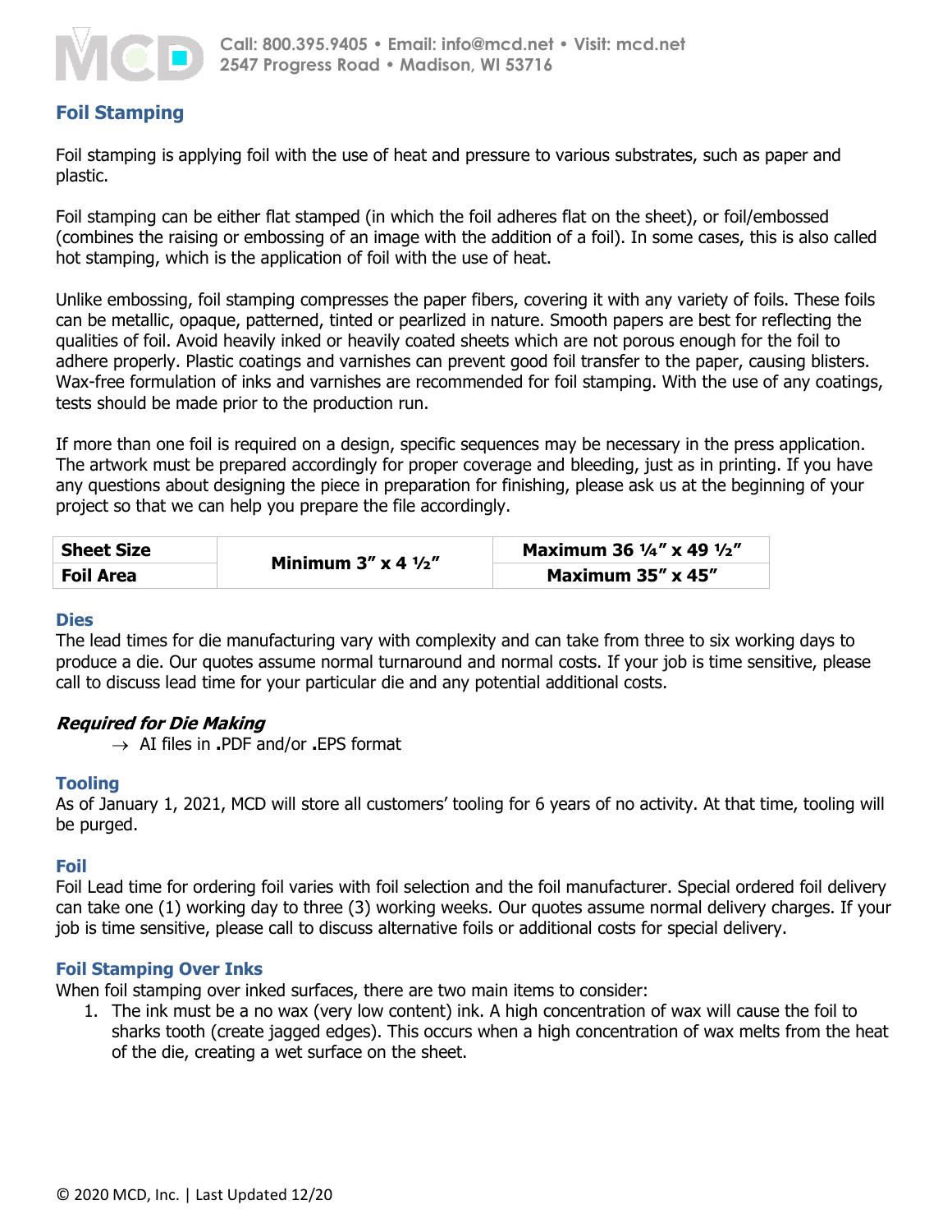Call: 800.395.9405 • Email: info@mcd.net • Visit: mcd.net
2547 Progress Road • Madison, WI 53716

## Foil Stamping

Foil stamping is applying foil with the use of heat and pressure to various substrates, such as paper and plastic.

Foil stamping can be either flat stamped (in which the foil adheres flat on the sheet), or foil/embossed (combines the raising or embossing of an image with the addition of a foil). In some cases, this is also called hot stamping, which is the application of foil with the use of heat.

Unlike embossing, foil stamping compresses the paper fibers, covering it with any variety of foils. These foils can be metallic, opaque, patterned, tinted or pearlized in nature. Smooth papers are best for reflecting the qualities of foil. Avoid heavily inked or heavily coated sheets which are not porous enough for the foil to adhere properly. Plastic coatings and varnishes can prevent good foil transfer to the paper, causing blisters. Wax-free formulation of inks and varnishes are recommended for foil stamping. With the use of any coatings, tests should be made prior to the production run.

If more than one foil is required on a design, specific sequences may be necessary in the press application. The artwork must be prepared accordingly for proper coverage and bleeding, just as in printing. If you have any questions about designing the piece in preparation for finishing, please ask us at the beginning of your project so that we can help you prepare the file accordingly.

| | | |
|---|---|---|
| **Sheet Size** | **Minimum 3" x 4 ½"** | **Maximum 36 ¼" x 49 ½"** |
| **Foil Area** | | **Maximum 35" x 45"** |

### Dies

The lead times for die manufacturing vary with complexity and can take from three to six working days to produce a die. Our quotes assume normal turnaround and normal costs. If your job is time sensitive, please call to discuss lead time for your particular die and any potential additional costs.

#### ***Required for Die Making***

→ AI files in **.**PDF and/or **.**EPS format

### Tooling

As of January 1, 2021, MCD will store all customers' tooling for 6 years of no activity. At that time, tooling will be purged.

### Foil

Foil Lead time for ordering foil varies with foil selection and the foil manufacturer. Special ordered foil delivery can take one (1) working day to three (3) working weeks. Our quotes assume normal delivery charges. If your job is time sensitive, please call to discuss alternative foils or additional costs for special delivery.

### Foil Stamping Over Inks

When foil stamping over inked surfaces, there are two main items to consider:

1. The ink must be a no wax (very low content) ink. A high concentration of wax will cause the foil to sharks tooth (create jagged edges). This occurs when a high concentration of wax melts from the heat of the die, creating a wet surface on the sheet.

© 2020 MCD, Inc. | Last Updated 12/20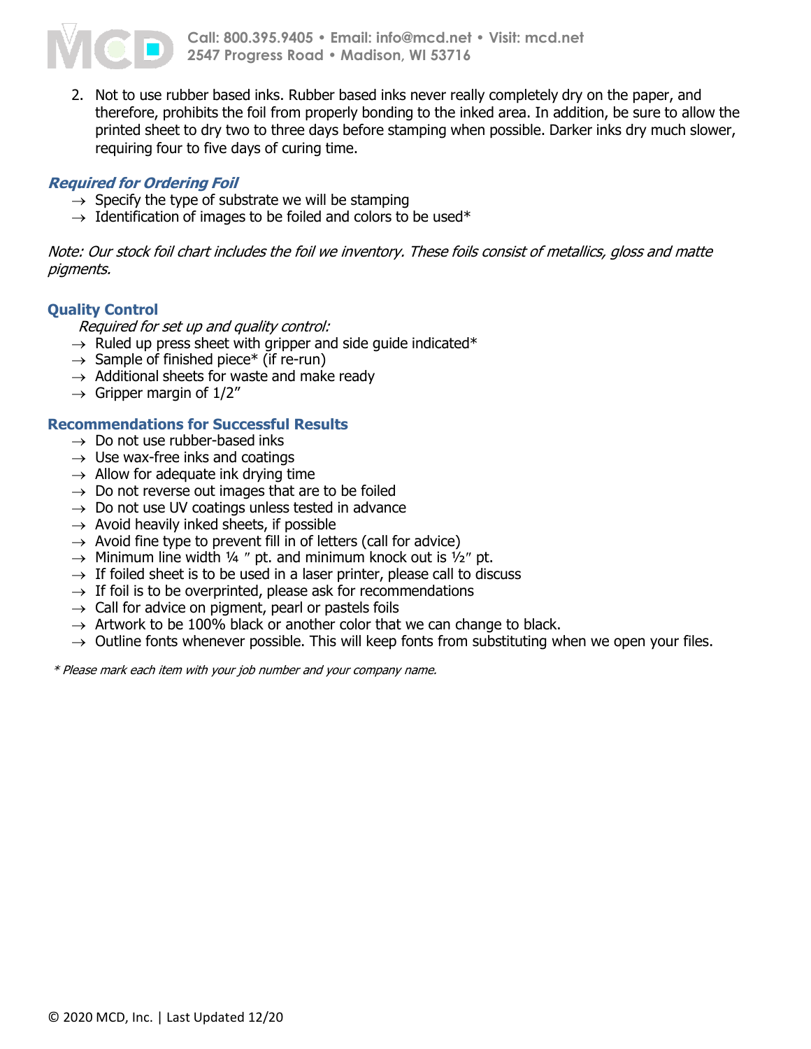2. Not to use rubber based inks. Rubber based inks never really completely dry on the paper, and therefore, prohibits the foil from properly bonding to the inked area. In addition, be sure to allow the printed sheet to dry two to three days before stamping when possible. Darker inks dry much slower, requiring four to five days of curing time.

### *Required for Ordering Foil*

- → Specify the type of substrate we will be stamping
- → Identification of images to be foiled and colors to be used*

*Note: Our stock foil chart includes the foil we inventory. These foils consist of metallics, gloss and matte pigments.*

### Quality Control

*Required for set up and quality control:*

- → Ruled up press sheet with gripper and side guide indicated*
- → Sample of finished piece* (if re-run)
- → Additional sheets for waste and make ready
- → Gripper margin of 1/2"

### Recommendations for Successful Results

- → Do not use rubber-based inks
- → Use wax-free inks and coatings
- → Allow for adequate ink drying time
- → Do not reverse out images that are to be foiled
- → Do not use UV coatings unless tested in advance
- → Avoid heavily inked sheets, if possible
- → Avoid fine type to prevent fill in of letters (call for advice)
- → Minimum line width ¼ " pt. and minimum knock out is ½" pt.
- → If foiled sheet is to be used in a laser printer, please call to discuss
- → If foil is to be overprinted, please ask for recommendations
- → Call for advice on pigment, pearl or pastels foils
- → Artwork to be 100% black or another color that we can change to black.
- → Outline fonts whenever possible. This will keep fonts from substituting when we open your files.

*\* Please mark each item with your job number and your company name.*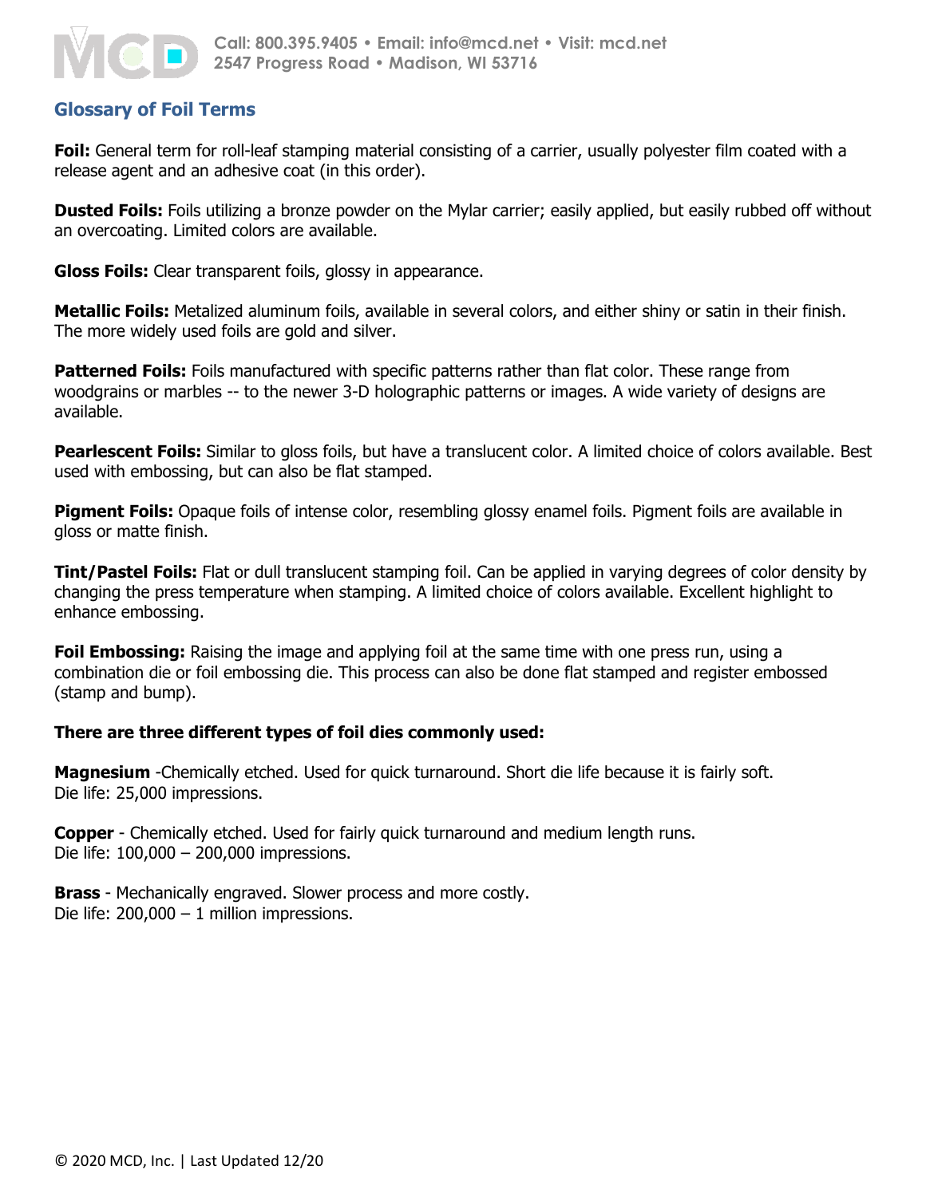## Glossary of Foil Terms

**Foil:** General term for roll-leaf stamping material consisting of a carrier, usually polyester film coated with a release agent and an adhesive coat (in this order).

**Dusted Foils:** Foils utilizing a bronze powder on the Mylar carrier; easily applied, but easily rubbed off without an overcoating. Limited colors are available.

**Gloss Foils:** Clear transparent foils, glossy in appearance.

**Metallic Foils:** Metalized aluminum foils, available in several colors, and either shiny or satin in their finish. The more widely used foils are gold and silver.

**Patterned Foils:** Foils manufactured with specific patterns rather than flat color. These range from woodgrains or marbles -- to the newer 3-D holographic patterns or images. A wide variety of designs are available.

**Pearlescent Foils:** Similar to gloss foils, but have a translucent color. A limited choice of colors available. Best used with embossing, but can also be flat stamped.

**Pigment Foils:** Opaque foils of intense color, resembling glossy enamel foils. Pigment foils are available in gloss or matte finish.

**Tint/Pastel Foils:** Flat or dull translucent stamping foil. Can be applied in varying degrees of color density by changing the press temperature when stamping. A limited choice of colors available. Excellent highlight to enhance embossing.

**Foil Embossing:** Raising the image and applying foil at the same time with one press run, using a combination die or foil embossing die. This process can also be done flat stamped and register embossed (stamp and bump).

**There are three different types of foil dies commonly used:**

**Magnesium** -Chemically etched. Used for quick turnaround. Short die life because it is fairly soft.
Die life: 25,000 impressions.

**Copper** - Chemically etched. Used for fairly quick turnaround and medium length runs.
Die life: 100,000 – 200,000 impressions.

**Brass** - Mechanically engraved. Slower process and more costly.
Die life: 200,000 – 1 million impressions.